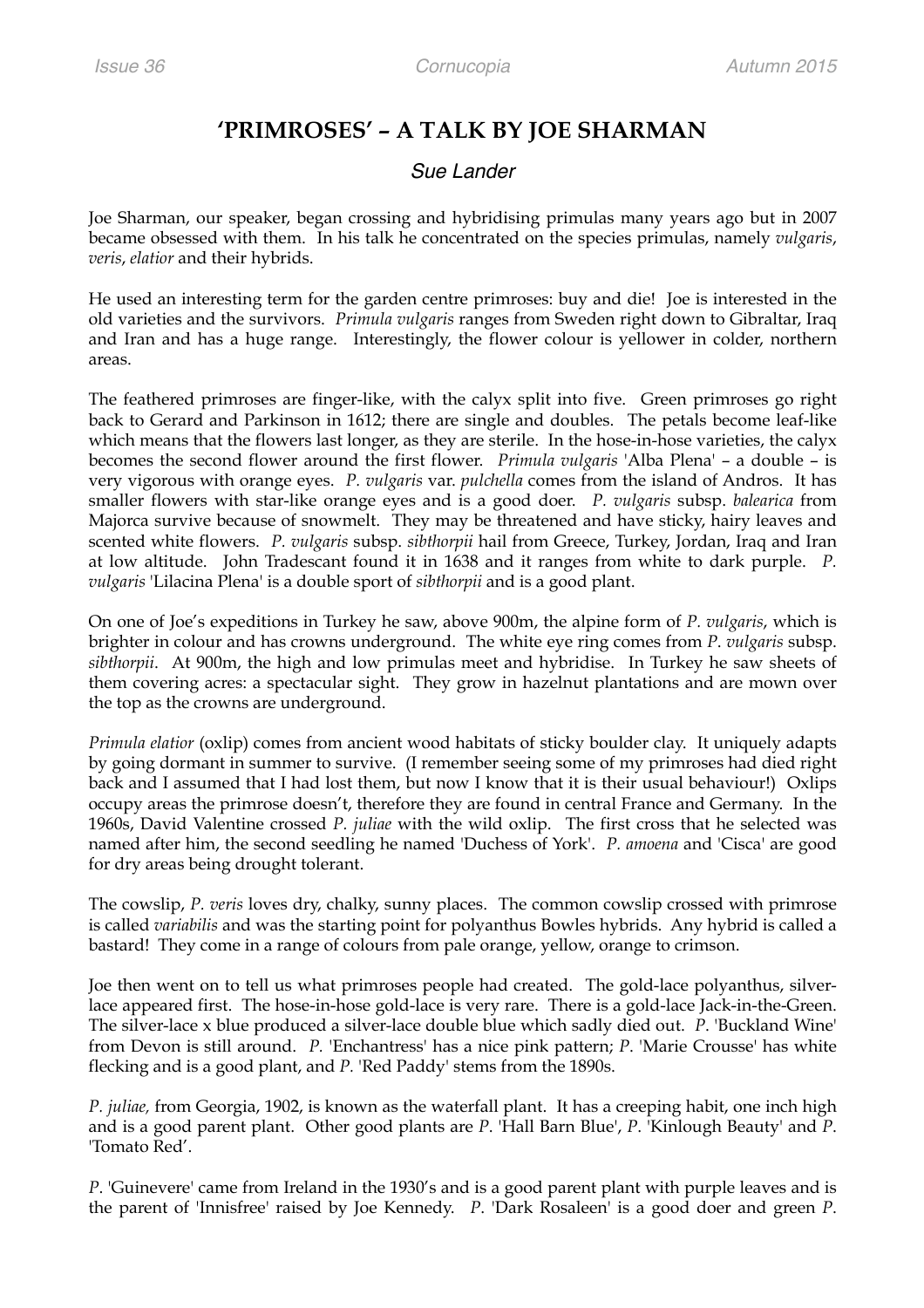# 'PRIMROSES' – A TALK BY JOE SHARMAN

*Sue Lander*

Joe Sharman, our speaker, began crossing and hybridising primulas many years ago but in 2007 became obsessed with them. In his talk he concentrated on the species primulas, namely *vulgaris*, *veris*, *elatior* and their hybrids.

He used an interesting term for the garden centre primroses: buy and die! Joe is interested in the old varieties and the survivors. *Primula vulgaris* ranges from Sweden right down to Gibraltar, Iraq and Iran and has a huge range. Interestingly, the flower colour is yellower in colder, northern areas.

The feathered primroses are finger-like, with the calyx split into five. Green primroses go right back to Gerard and Parkinson in 1612; there are single and doubles. The petals become leaf-like which means that the flowers last longer, as they are sterile. In the hose-in-hose varieties, the calyx becomes the second flower around the first flower. *Primula vulgaris* 'Alba Plena' – a double – is very vigorous with orange eyes. *P. vulgaris* var. *pulchella* comes from the island of Andros. It has smaller flowers with star-like orange eyes and is a good doer. *P. vulgaris* subsp. *balearica* from Majorca survive because of snowmelt. They may be threatened and have sticky, hairy leaves and scented white flowers. *P. vulgaris* subsp. *sibthorpii* hail from Greece, Turkey, Jordan, Iraq and Iran at low altitude. John Tradescant found it in 1638 and it ranges from white to dark purple. *P. vulgaris* 'Lilacina Plena' is a double sport of *sibthorpii* and is a good plant.

On one of Joe's expeditions in Turkey he saw, above 900m, the alpine form of *P. vulgaris*, which is brighter in colour and has crowns underground. The white eye ring comes from *P. vulgaris* subsp. *sibthorpii*. At 900m, the high and low primulas meet and hybridise. In Turkey he saw sheets of them covering acres: a spectacular sight. They grow in hazelnut plantations and are mown over the top as the crowns are underground.

*Primula elatior* (oxlip) comes from ancient wood habitats of sticky boulder clay. It uniquely adapts by going dormant in summer to survive. (I remember seeing some of my primroses had died right back and I assumed that I had lost them, but now I know that it is their usual behaviour!) Oxlips occupy areas the primrose doesn't, therefore they are found in central France and Germany. In the 1960s, David Valentine crossed *P. juliae* with the wild oxlip. The first cross that he selected was named after him, the second seedling he named 'Duchess of York'. *P. amoena* and 'Cisca' are good for dry areas being drought tolerant.

The cowslip, *P. veris* loves dry, chalky, sunny places. The common cowslip crossed with primrose is called *variabilis* and was the starting point for polyanthus Bowles hybrids. Any hybrid is called a bastard! They come in a range of colours from pale orange, yellow, orange to crimson.

Joe then went on to tell us what primroses people had created. The gold-lace polyanthus, silver-lace appeared first. The hose-in-hose gold-lace is very rare. There is a gold-lace Jack-in-the-Green. The silver-lace x blue produced a silver-lace double blue which sadly died out. *P.* 'Buckland Wine' from Devon is still around. *P.* 'Enchantress' has a nice pink pattern; *P.* 'Marie Crousse' has white flecking and is a good plant, and *P.* 'Red Paddy' stems from the 1890s.

*P. juliae,* from Georgia, 1902, is known as the waterfall plant. It has a creeping habit, one inch high and is a good parent plant. Other good plants are *P*. 'Hall Barn Blue', *P*. 'Kinlough Beauty' and *P*. 'Tomato Red'.

*P*. 'Guinevere' came from Ireland in the 1930's and is a good parent plant with purple leaves and is the parent of 'Innisfree' raised by Joe Kennedy. *P*. 'Dark Rosaleen' is a good doer and green *P*.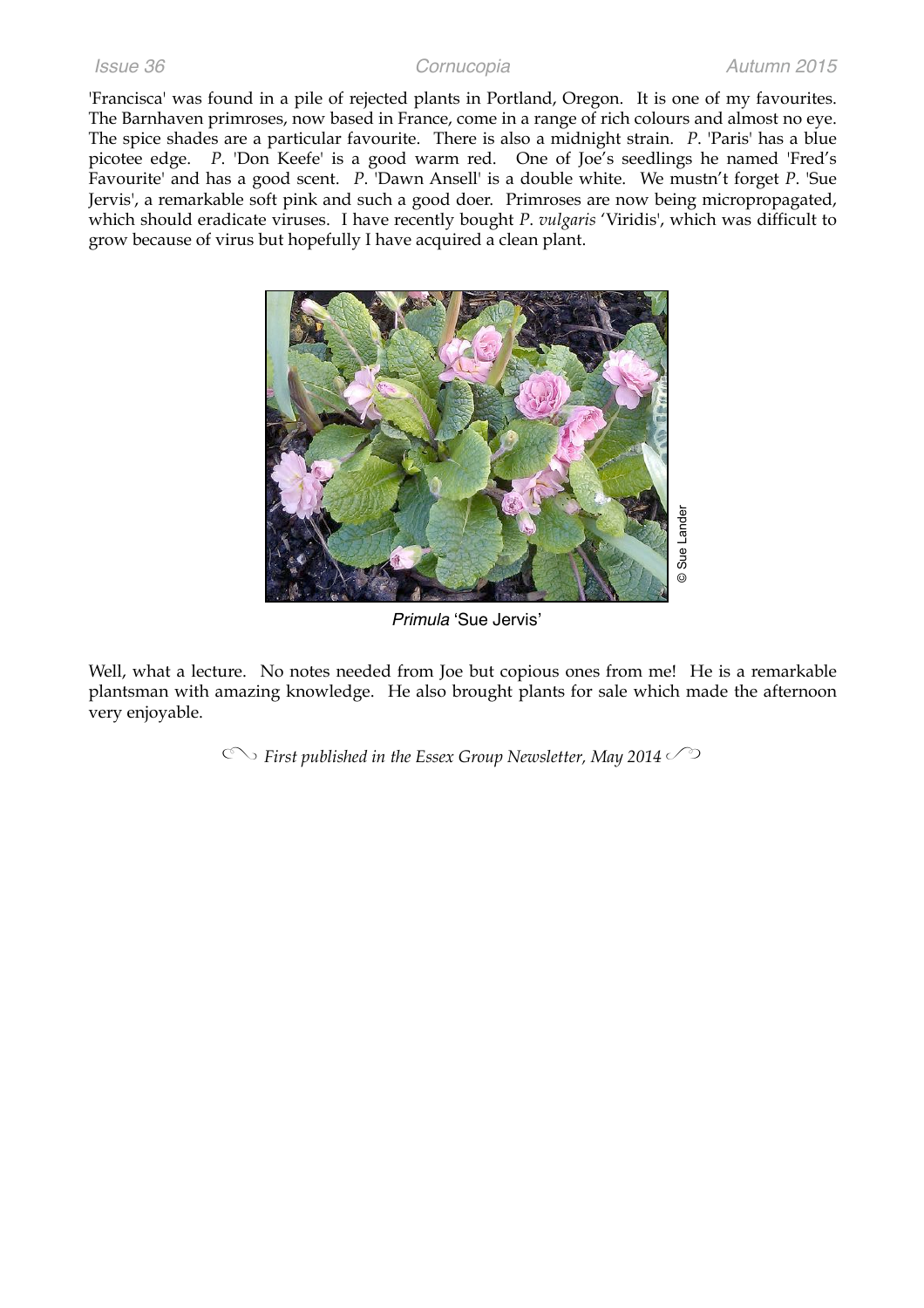'Francisca' was found in a pile of rejected plants in Portland, Oregon. It is one of my favourites. The Barnhaven primroses, now based in France, come in a range of rich colours and almost no eye. The spice shades are a particular favourite. There is also a midnight strain. *P*. 'Paris' has a blue picotee edge. *P*. 'Don Keefe' is a good warm red. One of Joe's seedlings he named 'Fred's Favourite' and has a good scent. *P*. 'Dawn Ansell' is a double white. We mustn't forget *P*. 'Sue Jervis', a remarkable soft pink and such a good doer. Primroses are now being micropropagated, which should eradicate viruses. I have recently bought *P. vulgaris* 'Viridis', which was difficult to grow because of virus but hopefully I have acquired a clean plant.

© Sue Lander

*Primula* 'Sue Jervis'

Well, what a lecture. No notes needed from Joe but copious ones from me! He is a remarkable plantsman with amazing knowledge. He also brought plants for sale which made the afternoon very enjoyable.

*First published in the Essex Group Newsletter, May 2014*